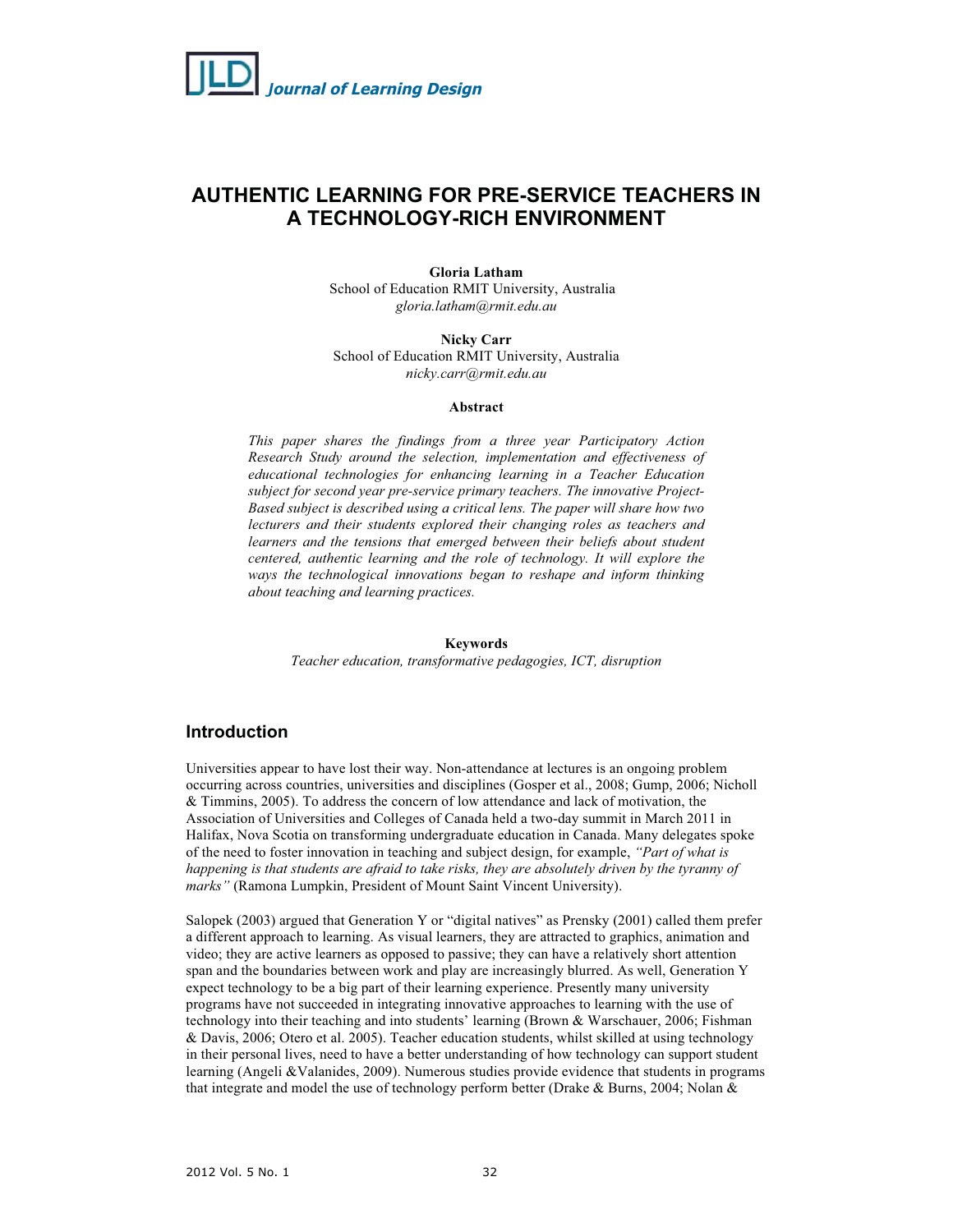# AUTHENTIC LEARNING FOR PRE-SERVICE TEACHERS IN A TECHNOLOGY-RICH ENVIRONMENT

**Gloria Latham**
School of Education RMIT University, Australia
*gloria.latham@rmit.edu.au*

**Nicky Carr**
School of Education RMIT University, Australia
*nicky.carr@rmit.edu.au*

**Abstract**

*This paper shares the findings from a three year Participatory Action Research Study around the selection, implementation and effectiveness of educational technologies for enhancing learning in a Teacher Education subject for second year pre-service primary teachers. The innovative Project-Based subject is described using a critical lens. The paper will share how two lecturers and their students explored their changing roles as teachers and learners and the tensions that emerged between their beliefs about student centered, authentic learning and the role of technology. It will explore the ways the technological innovations began to reshape and inform thinking about teaching and learning practices.*

**Keywords**

*Teacher education, transformative pedagogies, ICT, disruption*

## Introduction

Universities appear to have lost their way. Non-attendance at lectures is an ongoing problem occurring across countries, universities and disciplines (Gosper et al., 2008; Gump, 2006; Nicholl & Timmins, 2005). To address the concern of low attendance and lack of motivation, the Association of Universities and Colleges of Canada held a two-day summit in March 2011 in Halifax, Nova Scotia on transforming undergraduate education in Canada. Many delegates spoke of the need to foster innovation in teaching and subject design, for example, *"Part of what is happening is that students are afraid to take risks, they are absolutely driven by the tyranny of marks"* (Ramona Lumpkin, President of Mount Saint Vincent University).

Salopek (2003) argued that Generation Y or "digital natives" as Prensky (2001) called them prefer a different approach to learning. As visual learners, they are attracted to graphics, animation and video; they are active learners as opposed to passive; they can have a relatively short attention span and the boundaries between work and play are increasingly blurred. As well, Generation Y expect technology to be a big part of their learning experience. Presently many university programs have not succeeded in integrating innovative approaches to learning with the use of technology into their teaching and into students' learning (Brown & Warschauer, 2006; Fishman & Davis, 2006; Otero et al. 2005). Teacher education students, whilst skilled at using technology in their personal lives, need to have a better understanding of how technology can support student learning (Angeli &Valanides, 2009). Numerous studies provide evidence that students in programs that integrate and model the use of technology perform better (Drake & Burns, 2004; Nolan &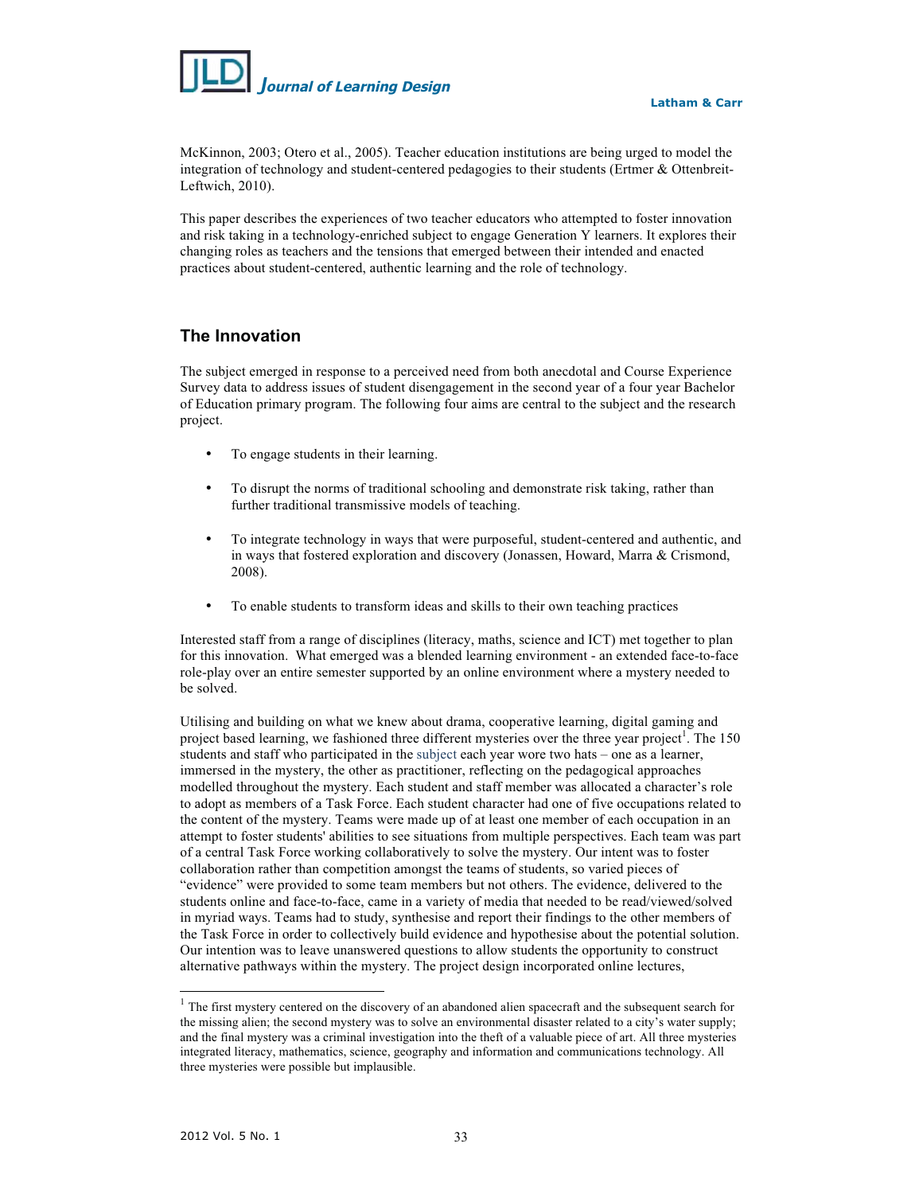McKinnon, 2003; Otero et al., 2005). Teacher education institutions are being urged to model the integration of technology and student-centered pedagogies to their students (Ertmer & Ottenbreit-Leftwich, 2010).

This paper describes the experiences of two teacher educators who attempted to foster innovation and risk taking in a technology-enriched subject to engage Generation Y learners. It explores their changing roles as teachers and the tensions that emerged between their intended and enacted practices about student-centered, authentic learning and the role of technology.

## The Innovation

The subject emerged in response to a perceived need from both anecdotal and Course Experience Survey data to address issues of student disengagement in the second year of a four year Bachelor of Education primary program. The following four aims are central to the subject and the research project.

- To engage students in their learning.
- To disrupt the norms of traditional schooling and demonstrate risk taking, rather than further traditional transmissive models of teaching.
- To integrate technology in ways that were purposeful, student-centered and authentic, and in ways that fostered exploration and discovery (Jonassen, Howard, Marra & Crismond, 2008).
- To enable students to transform ideas and skills to their own teaching practices

Interested staff from a range of disciplines (literacy, maths, science and ICT) met together to plan for this innovation. What emerged was a blended learning environment - an extended face-to-face role-play over an entire semester supported by an online environment where a mystery needed to be solved.

Utilising and building on what we knew about drama, cooperative learning, digital gaming and project based learning, we fashioned three different mysteries over the three year project[1]. The 150 students and staff who participated in the subject each year wore two hats – one as a learner, immersed in the mystery, the other as practitioner, reflecting on the pedagogical approaches modelled throughout the mystery. Each student and staff member was allocated a character's role to adopt as members of a Task Force. Each student character had one of five occupations related to the content of the mystery. Teams were made up of at least one member of each occupation in an attempt to foster students' abilities to see situations from multiple perspectives. Each team was part of a central Task Force working collaboratively to solve the mystery. Our intent was to foster collaboration rather than competition amongst the teams of students, so varied pieces of "evidence" were provided to some team members but not others. The evidence, delivered to the students online and face-to-face, came in a variety of media that needed to be read/viewed/solved in myriad ways. Teams had to study, synthesise and report their findings to the other members of the Task Force in order to collectively build evidence and hypothesise about the potential solution. Our intention was to leave unanswered questions to allow students the opportunity to construct alternative pathways within the mystery. The project design incorporated online lectures,

---

[1] The first mystery centered on the discovery of an abandoned alien spacecraft and the subsequent search for the missing alien; the second mystery was to solve an environmental disaster related to a city's water supply; and the final mystery was a criminal investigation into the theft of a valuable piece of art. All three mysteries integrated literacy, mathematics, science, geography and information and communications technology. All three mysteries were possible but implausible.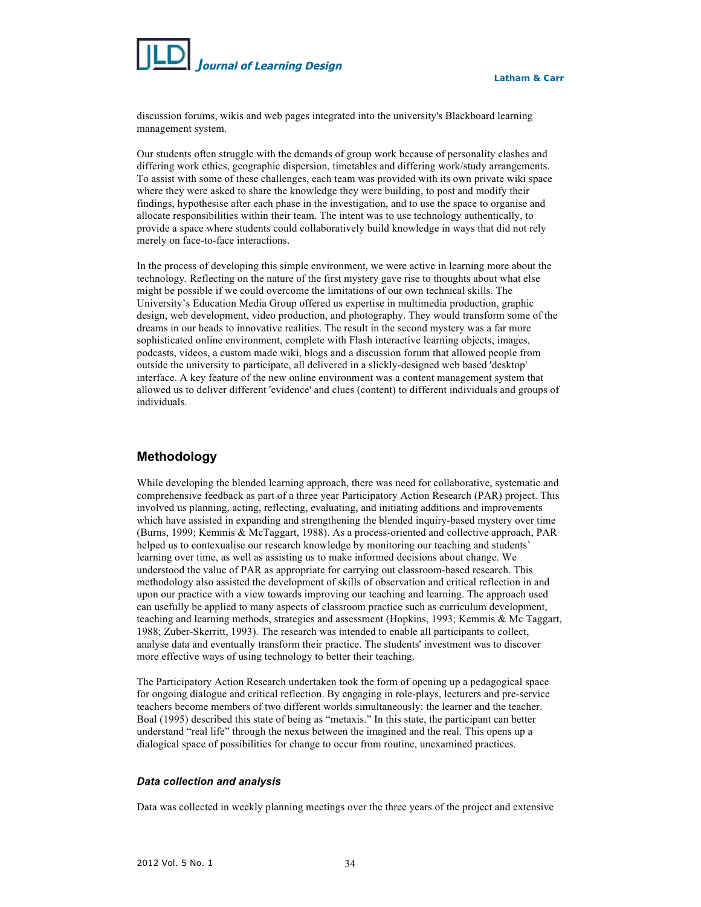discussion forums, wikis and web pages integrated into the university's Blackboard learning management system.

Our students often struggle with the demands of group work because of personality clashes and differing work ethics, geographic dispersion, timetables and differing work/study arrangements. To assist with some of these challenges, each team was provided with its own private wiki space where they were asked to share the knowledge they were building, to post and modify their findings, hypothesise after each phase in the investigation, and to use the space to organise and allocate responsibilities within their team. The intent was to use technology authentically, to provide a space where students could collaboratively build knowledge in ways that did not rely merely on face-to-face interactions.

In the process of developing this simple environment, we were active in learning more about the technology. Reflecting on the nature of the first mystery gave rise to thoughts about what else might be possible if we could overcome the limitations of our own technical skills. The University's Education Media Group offered us expertise in multimedia production, graphic design, web development, video production, and photography. They would transform some of the dreams in our heads to innovative realities. The result in the second mystery was a far more sophisticated online environment, complete with Flash interactive learning objects, images, podcasts, videos, a custom made wiki, blogs and a discussion forum that allowed people from outside the university to participate, all delivered in a slickly-designed web based 'desktop' interface. A key feature of the new online environment was a content management system that allowed us to deliver different 'evidence' and clues (content) to different individuals and groups of individuals.

## Methodology

While developing the blended learning approach, there was need for collaborative, systematic and comprehensive feedback as part of a three year Participatory Action Research (PAR) project. This involved us planning, acting, reflecting, evaluating, and initiating additions and improvements which have assisted in expanding and strengthening the blended inquiry-based mystery over time (Burns, 1999; Kemmis & McTaggart, 1988). As a process-oriented and collective approach, PAR helped us to contexualise our research knowledge by monitoring our teaching and students' learning over time, as well as assisting us to make informed decisions about change. We understood the value of PAR as appropriate for carrying out classroom-based research. This methodology also assisted the development of skills of observation and critical reflection in and upon our practice with a view towards improving our teaching and learning. The approach used can usefully be applied to many aspects of classroom practice such as curriculum development, teaching and learning methods, strategies and assessment (Hopkins, 1993; Kemmis & Mc Taggart, 1988; Zuber-Skerritt, 1993). The research was intended to enable all participants to collect, analyse data and eventually transform their practice. The students' investment was to discover more effective ways of using technology to better their teaching.

The Participatory Action Research undertaken took the form of opening up a pedagogical space for ongoing dialogue and critical reflection. By engaging in role-plays, lecturers and pre-service teachers become members of two different worlds simultaneously: the learner and the teacher. Boal (1995) described this state of being as "metaxis." In this state, the participant can better understand "real life" through the nexus between the imagined and the real. This opens up a dialogical space of possibilities for change to occur from routine, unexamined practices.

### *Data collection and analysis*

Data was collected in weekly planning meetings over the three years of the project and extensive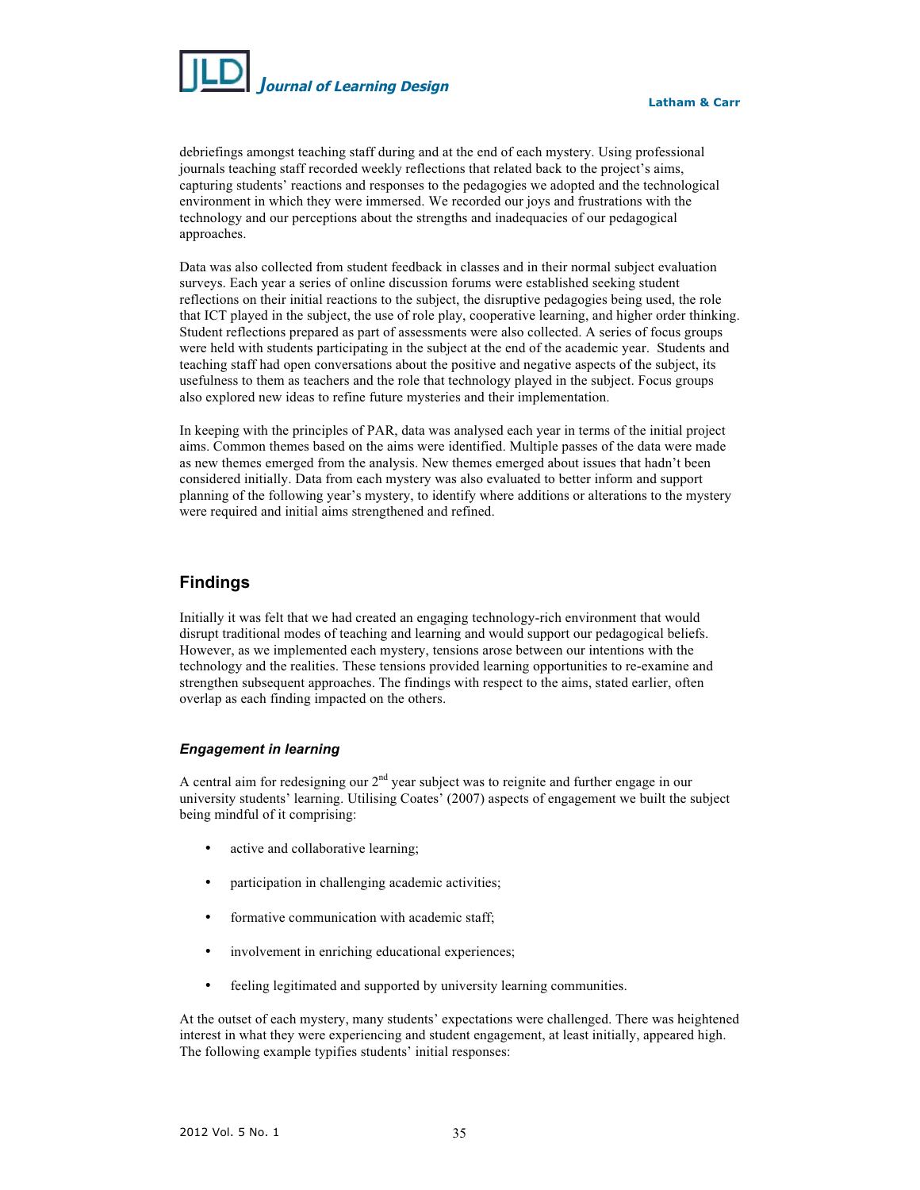debriefings amongst teaching staff during and at the end of each mystery. Using professional journals teaching staff recorded weekly reflections that related back to the project's aims, capturing students' reactions and responses to the pedagogies we adopted and the technological environment in which they were immersed. We recorded our joys and frustrations with the technology and our perceptions about the strengths and inadequacies of our pedagogical approaches.

Data was also collected from student feedback in classes and in their normal subject evaluation surveys. Each year a series of online discussion forums were established seeking student reflections on their initial reactions to the subject, the disruptive pedagogies being used, the role that ICT played in the subject, the use of role play, cooperative learning, and higher order thinking. Student reflections prepared as part of assessments were also collected. A series of focus groups were held with students participating in the subject at the end of the academic year. Students and teaching staff had open conversations about the positive and negative aspects of the subject, its usefulness to them as teachers and the role that technology played in the subject. Focus groups also explored new ideas to refine future mysteries and their implementation.

In keeping with the principles of PAR, data was analysed each year in terms of the initial project aims. Common themes based on the aims were identified. Multiple passes of the data were made as new themes emerged from the analysis. New themes emerged about issues that hadn't been considered initially. Data from each mystery was also evaluated to better inform and support planning of the following year's mystery, to identify where additions or alterations to the mystery were required and initial aims strengthened and refined.

## Findings

Initially it was felt that we had created an engaging technology-rich environment that would disrupt traditional modes of teaching and learning and would support our pedagogical beliefs. However, as we implemented each mystery, tensions arose between our intentions with the technology and the realities. These tensions provided learning opportunities to re-examine and strengthen subsequent approaches. The findings with respect to the aims, stated earlier, often overlap as each finding impacted on the others.

### *Engagement in learning*

A central aim for redesigning our 2nd year subject was to reignite and further engage in our university students' learning. Utilising Coates' (2007) aspects of engagement we built the subject being mindful of it comprising:

- active and collaborative learning;
- participation in challenging academic activities;
- formative communication with academic staff;
- involvement in enriching educational experiences;
- feeling legitimated and supported by university learning communities.

At the outset of each mystery, many students' expectations were challenged. There was heightened interest in what they were experiencing and student engagement, at least initially, appeared high. The following example typifies students' initial responses: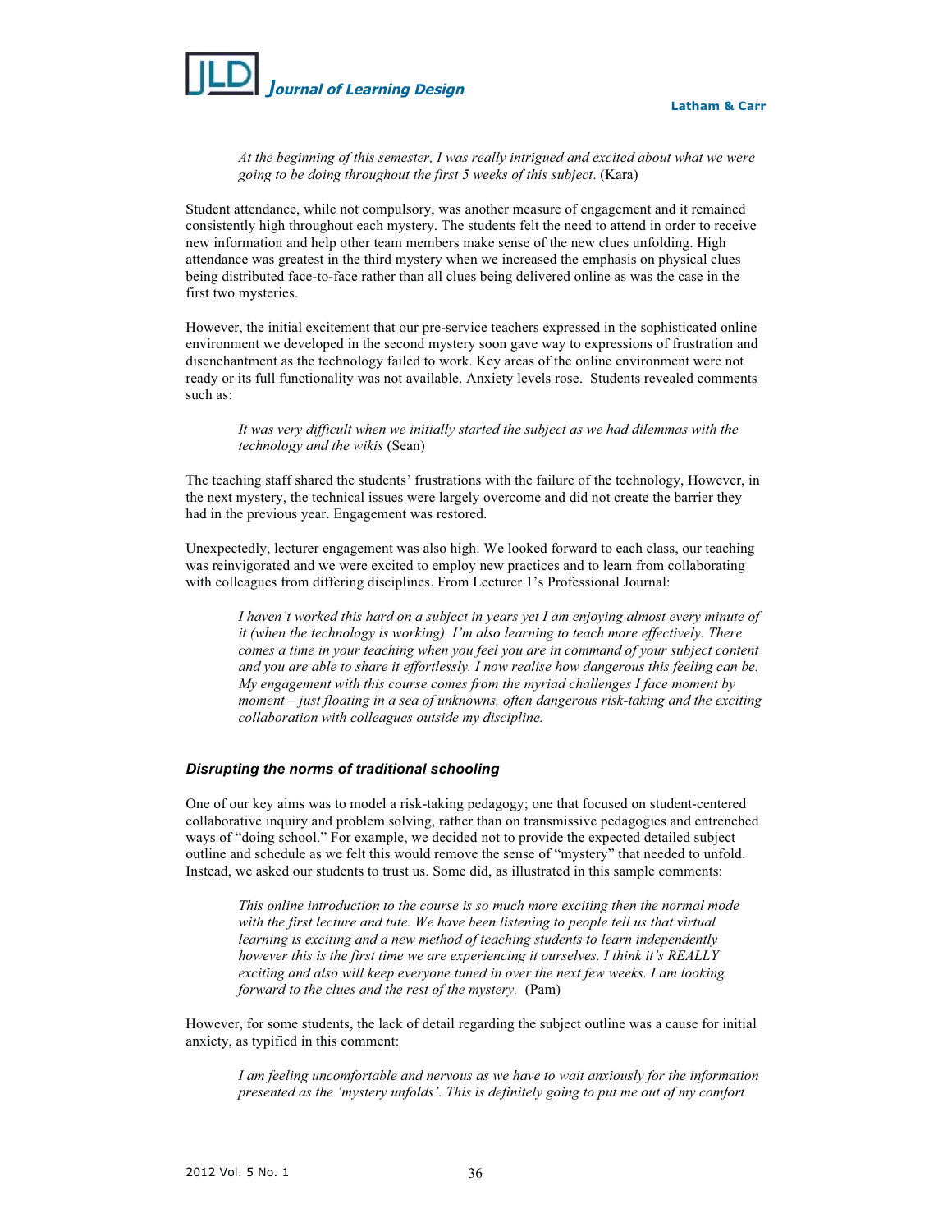> *At the beginning of this semester, I was really intrigued and excited about what we were going to be doing throughout the first 5 weeks of this subject*. (Kara)

Student attendance, while not compulsory, was another measure of engagement and it remained consistently high throughout each mystery. The students felt the need to attend in order to receive new information and help other team members make sense of the new clues unfolding. High attendance was greatest in the third mystery when we increased the emphasis on physical clues being distributed face-to-face rather than all clues being delivered online as was the case in the first two mysteries.

However, the initial excitement that our pre-service teachers expressed in the sophisticated online environment we developed in the second mystery soon gave way to expressions of frustration and disenchantment as the technology failed to work. Key areas of the online environment were not ready or its full functionality was not available. Anxiety levels rose. Students revealed comments such as:

> *It was very difficult when we initially started the subject as we had dilemmas with the technology and the wikis* (Sean)

The teaching staff shared the students' frustrations with the failure of the technology, However, in the next mystery, the technical issues were largely overcome and did not create the barrier they had in the previous year. Engagement was restored.

Unexpectedly, lecturer engagement was also high. We looked forward to each class, our teaching was reinvigorated and we were excited to employ new practices and to learn from collaborating with colleagues from differing disciplines. From Lecturer 1's Professional Journal:

> *I haven't worked this hard on a subject in years yet I am enjoying almost every minute of it (when the technology is working). I'm also learning to teach more effectively. There comes a time in your teaching when you feel you are in command of your subject content and you are able to share it effortlessly. I now realise how dangerous this feeling can be. My engagement with this course comes from the myriad challenges I face moment by moment – just floating in a sea of unknowns, often dangerous risk-taking and the exciting collaboration with colleagues outside my discipline.*

#### *Disrupting the norms of traditional schooling*

One of our key aims was to model a risk-taking pedagogy; one that focused on student-centered collaborative inquiry and problem solving, rather than on transmissive pedagogies and entrenched ways of "doing school." For example, we decided not to provide the expected detailed subject outline and schedule as we felt this would remove the sense of "mystery" that needed to unfold. Instead, we asked our students to trust us. Some did, as illustrated in this sample comments:

> *This online introduction to the course is so much more exciting then the normal mode with the first lecture and tute. We have been listening to people tell us that virtual learning is exciting and a new method of teaching students to learn independently however this is the first time we are experiencing it ourselves. I think it's REALLY exciting and also will keep everyone tuned in over the next few weeks. I am looking forward to the clues and the rest of the mystery.* (Pam)

However, for some students, the lack of detail regarding the subject outline was a cause for initial anxiety, as typified in this comment:

> *I am feeling uncomfortable and nervous as we have to wait anxiously for the information presented as the 'mystery unfolds'. This is definitely going to put me out of my comfort*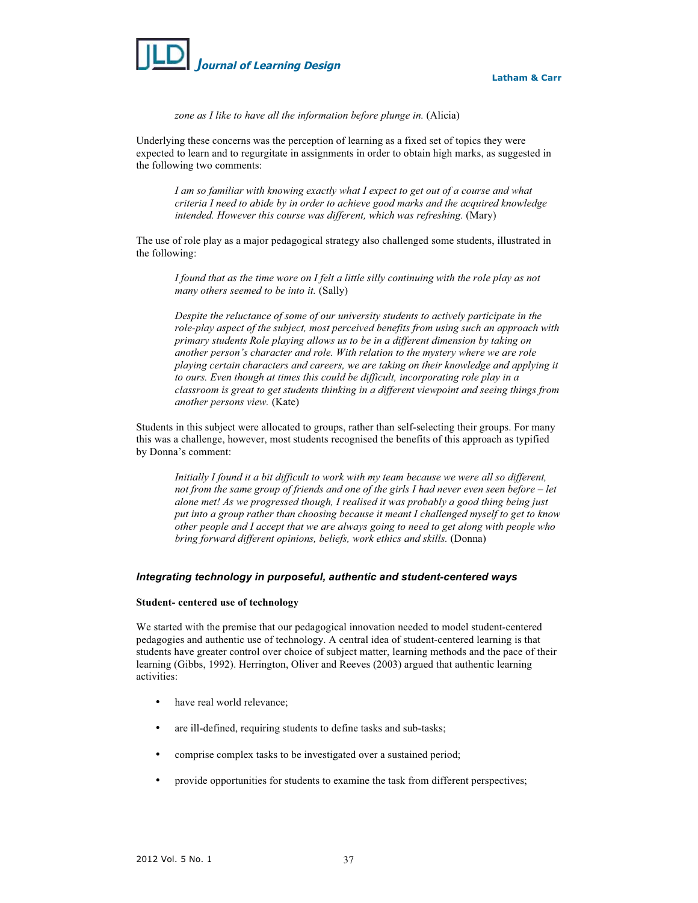> *zone as I like to have all the information before plunge in.* (Alicia)

Underlying these concerns was the perception of learning as a fixed set of topics they were expected to learn and to regurgitate in assignments in order to obtain high marks, as suggested in the following two comments:

> *I am so familiar with knowing exactly what I expect to get out of a course and what criteria I need to abide by in order to achieve good marks and the acquired knowledge intended. However this course was different, which was refreshing.* (Mary)

The use of role play as a major pedagogical strategy also challenged some students, illustrated in the following:

> *I found that as the time wore on I felt a little silly continuing with the role play as not many others seemed to be into it.* (Sally)

> *Despite the reluctance of some of our university students to actively participate in the role-play aspect of the subject, most perceived benefits from using such an approach with primary students Role playing allows us to be in a different dimension by taking on another person's character and role. With relation to the mystery where we are role playing certain characters and careers, we are taking on their knowledge and applying it to ours. Even though at times this could be difficult, incorporating role play in a classroom is great to get students thinking in a different viewpoint and seeing things from another persons view.* (Kate)

Students in this subject were allocated to groups, rather than self-selecting their groups. For many this was a challenge, however, most students recognised the benefits of this approach as typified by Donna's comment:

> *Initially I found it a bit difficult to work with my team because we were all so different, not from the same group of friends and one of the girls I had never even seen before – let alone met! As we progressed though, I realised it was probably a good thing being just put into a group rather than choosing because it meant I challenged myself to get to know other people and I accept that we are always going to need to get along with people who bring forward different opinions, beliefs, work ethics and skills.* (Donna)

### *Integrating technology in purposeful, authentic and student-centered ways*

#### Student- centered use of technology

We started with the premise that our pedagogical innovation needed to model student-centered pedagogies and authentic use of technology. A central idea of student-centered learning is that students have greater control over choice of subject matter, learning methods and the pace of their learning (Gibbs, 1992). Herrington, Oliver and Reeves (2003) argued that authentic learning activities:

- have real world relevance;
- are ill-defined, requiring students to define tasks and sub-tasks;
- comprise complex tasks to be investigated over a sustained period;
- provide opportunities for students to examine the task from different perspectives;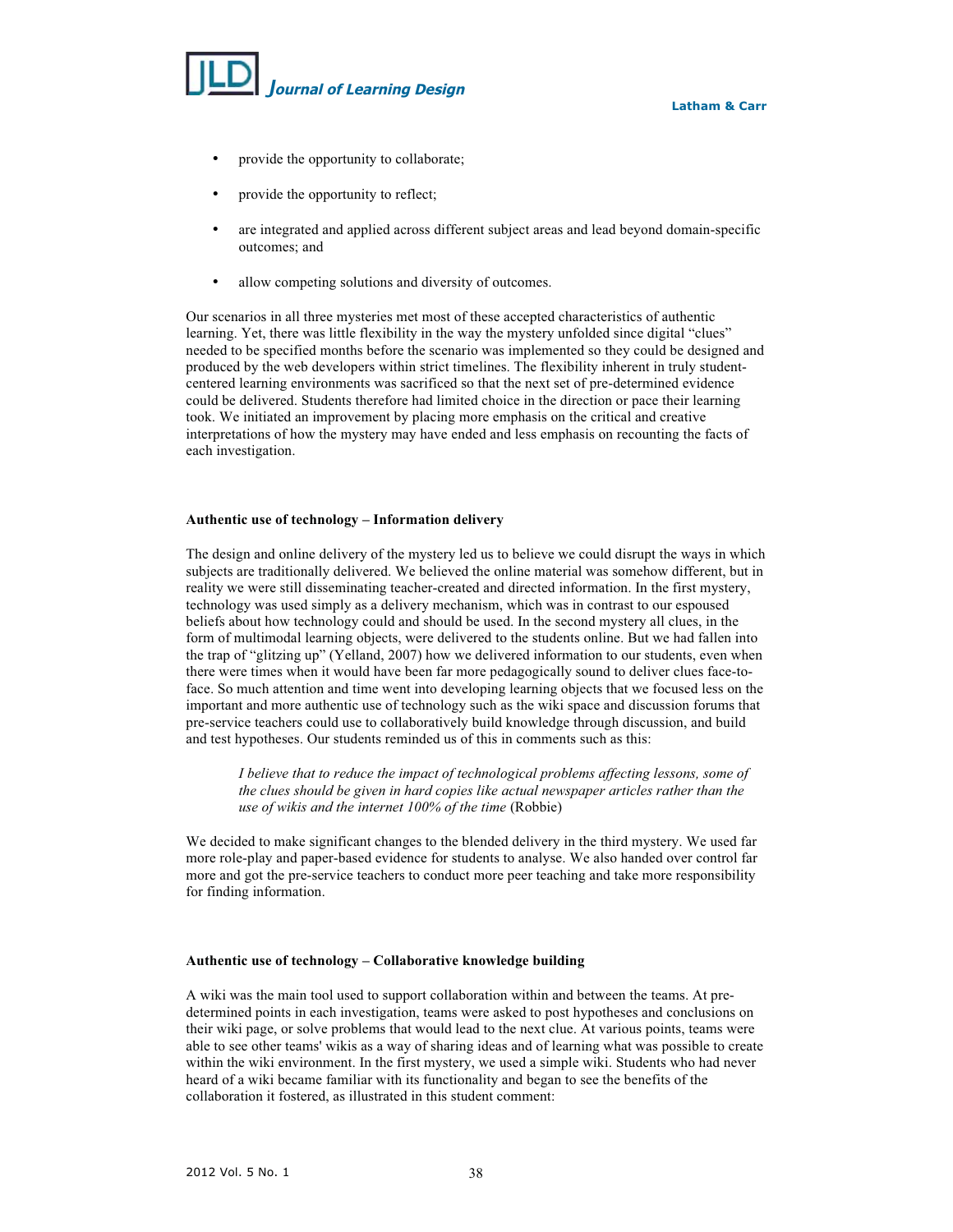- provide the opportunity to collaborate;
- provide the opportunity to reflect;
- are integrated and applied across different subject areas and lead beyond domain-specific outcomes; and
- allow competing solutions and diversity of outcomes.

Our scenarios in all three mysteries met most of these accepted characteristics of authentic learning. Yet, there was little flexibility in the way the mystery unfolded since digital "clues" needed to be specified months before the scenario was implemented so they could be designed and produced by the web developers within strict timelines. The flexibility inherent in truly student-centered learning environments was sacrificed so that the next set of pre-determined evidence could be delivered. Students therefore had limited choice in the direction or pace their learning took. We initiated an improvement by placing more emphasis on the critical and creative interpretations of how the mystery may have ended and less emphasis on recounting the facts of each investigation.

**Authentic use of technology – Information delivery**

The design and online delivery of the mystery led us to believe we could disrupt the ways in which subjects are traditionally delivered. We believed the online material was somehow different, but in reality we were still disseminating teacher-created and directed information. In the first mystery, technology was used simply as a delivery mechanism, which was in contrast to our espoused beliefs about how technology could and should be used. In the second mystery all clues, in the form of multimodal learning objects, were delivered to the students online. But we had fallen into the trap of "glitzing up" (Yelland, 2007) how we delivered information to our students, even when there were times when it would have been far more pedagogically sound to deliver clues face-to-face. So much attention and time went into developing learning objects that we focused less on the important and more authentic use of technology such as the wiki space and discussion forums that pre-service teachers could use to collaboratively build knowledge through discussion, and build and test hypotheses. Our students reminded us of this in comments such as this:

> *I believe that to reduce the impact of technological problems affecting lessons, some of the clues should be given in hard copies like actual newspaper articles rather than the use of wikis and the internet 100% of the time* (Robbie)

We decided to make significant changes to the blended delivery in the third mystery. We used far more role-play and paper-based evidence for students to analyse. We also handed over control far more and got the pre-service teachers to conduct more peer teaching and take more responsibility for finding information.

**Authentic use of technology – Collaborative knowledge building**

A wiki was the main tool used to support collaboration within and between the teams. At pre-determined points in each investigation, teams were asked to post hypotheses and conclusions on their wiki page, or solve problems that would lead to the next clue. At various points, teams were able to see other teams' wikis as a way of sharing ideas and of learning what was possible to create within the wiki environment. In the first mystery, we used a simple wiki. Students who had never heard of a wiki became familiar with its functionality and began to see the benefits of the collaboration it fostered, as illustrated in this student comment: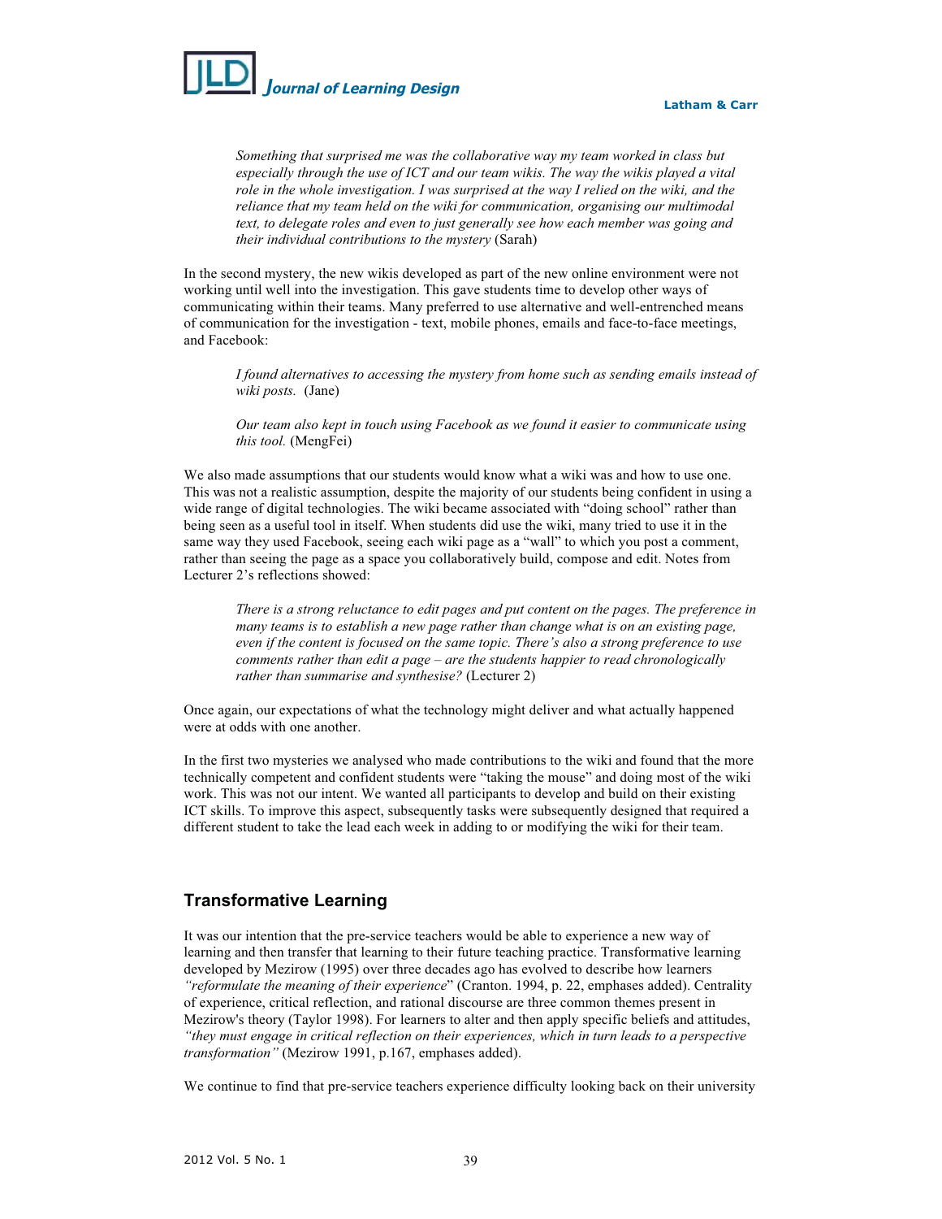> *Something that surprised me was the collaborative way my team worked in class but especially through the use of ICT and our team wikis. The way the wikis played a vital role in the whole investigation. I was surprised at the way I relied on the wiki, and the reliance that my team held on the wiki for communication, organising our multimodal text, to delegate roles and even to just generally see how each member was going and their individual contributions to the mystery* (Sarah)

In the second mystery, the new wikis developed as part of the new online environment were not working until well into the investigation. This gave students time to develop other ways of communicating within their teams. Many preferred to use alternative and well-entrenched means of communication for the investigation - text, mobile phones, emails and face-to-face meetings, and Facebook:

> *I found alternatives to accessing the mystery from home such as sending emails instead of wiki posts.* (Jane)

> *Our team also kept in touch using Facebook as we found it easier to communicate using this tool.* (MengFei)

We also made assumptions that our students would know what a wiki was and how to use one. This was not a realistic assumption, despite the majority of our students being confident in using a wide range of digital technologies. The wiki became associated with "doing school" rather than being seen as a useful tool in itself. When students did use the wiki, many tried to use it in the same way they used Facebook, seeing each wiki page as a "wall" to which you post a comment, rather than seeing the page as a space you collaboratively build, compose and edit. Notes from Lecturer 2's reflections showed:

> *There is a strong reluctance to edit pages and put content on the pages. The preference in many teams is to establish a new page rather than change what is on an existing page, even if the content is focused on the same topic. There's also a strong preference to use comments rather than edit a page – are the students happier to read chronologically rather than summarise and synthesise?* (Lecturer 2)

Once again, our expectations of what the technology might deliver and what actually happened were at odds with one another.

In the first two mysteries we analysed who made contributions to the wiki and found that the more technically competent and confident students were "taking the mouse" and doing most of the wiki work. This was not our intent. We wanted all participants to develop and build on their existing ICT skills. To improve this aspect, subsequently tasks were subsequently designed that required a different student to take the lead each week in adding to or modifying the wiki for their team.

## Transformative Learning

It was our intention that the pre-service teachers would be able to experience a new way of learning and then transfer that learning to their future teaching practice. Transformative learning developed by Mezirow (1995) over three decades ago has evolved to describe how learners *"reformulate the meaning of their experience"* (Cranton. 1994, p. 22, emphases added). Centrality of experience, critical reflection, and rational discourse are three common themes present in Mezirow's theory (Taylor 1998). For learners to alter and then apply specific beliefs and attitudes, *"they must engage in critical reflection on their experiences, which in turn leads to a perspective transformation"* (Mezirow 1991, p.167, emphases added).

We continue to find that pre-service teachers experience difficulty looking back on their university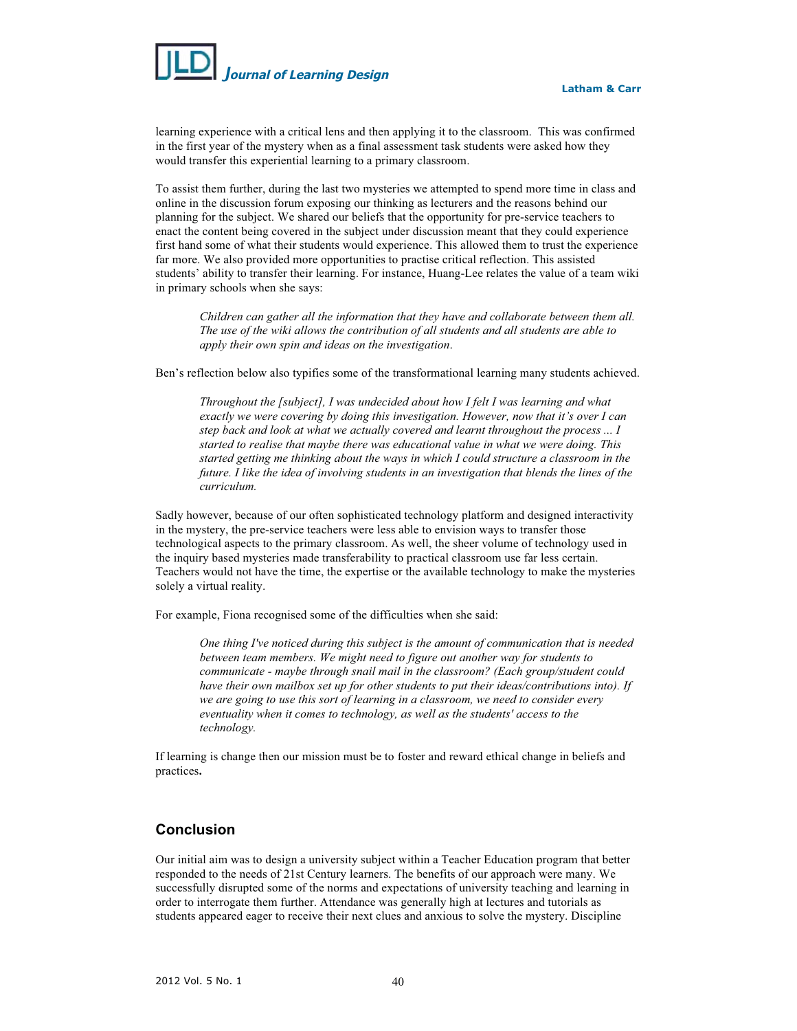learning experience with a critical lens and then applying it to the classroom. This was confirmed in the first year of the mystery when as a final assessment task students were asked how they would transfer this experiential learning to a primary classroom.

To assist them further, during the last two mysteries we attempted to spend more time in class and online in the discussion forum exposing our thinking as lecturers and the reasons behind our planning for the subject. We shared our beliefs that the opportunity for pre-service teachers to enact the content being covered in the subject under discussion meant that they could experience first hand some of what their students would experience. This allowed them to trust the experience far more. We also provided more opportunities to practise critical reflection. This assisted students' ability to transfer their learning. For instance, Huang-Lee relates the value of a team wiki in primary schools when she says:

> *Children can gather all the information that they have and collaborate between them all. The use of the wiki allows the contribution of all students and all students are able to apply their own spin and ideas on the investigation.*

Ben's reflection below also typifies some of the transformational learning many students achieved.

> *Throughout the [subject], I was undecided about how I felt I was learning and what exactly we were covering by doing this investigation. However, now that it's over I can step back and look at what we actually covered and learnt throughout the process ... I started to realise that maybe there was educational value in what we were doing. This started getting me thinking about the ways in which I could structure a classroom in the future. I like the idea of involving students in an investigation that blends the lines of the curriculum.*

Sadly however, because of our often sophisticated technology platform and designed interactivity in the mystery, the pre-service teachers were less able to envision ways to transfer those technological aspects to the primary classroom. As well, the sheer volume of technology used in the inquiry based mysteries made transferability to practical classroom use far less certain. Teachers would not have the time, the expertise or the available technology to make the mysteries solely a virtual reality.

For example, Fiona recognised some of the difficulties when she said:

> *One thing I've noticed during this subject is the amount of communication that is needed between team members. We might need to figure out another way for students to communicate - maybe through snail mail in the classroom? (Each group/student could have their own mailbox set up for other students to put their ideas/contributions into). If we are going to use this sort of learning in a classroom, we need to consider every eventuality when it comes to technology, as well as the students' access to the technology.*

If learning is change then our mission must be to foster and reward ethical change in beliefs and practices**.**

## Conclusion

Our initial aim was to design a university subject within a Teacher Education program that better responded to the needs of 21st Century learners. The benefits of our approach were many. We successfully disrupted some of the norms and expectations of university teaching and learning in order to interrogate them further. Attendance was generally high at lectures and tutorials as students appeared eager to receive their next clues and anxious to solve the mystery. Discipline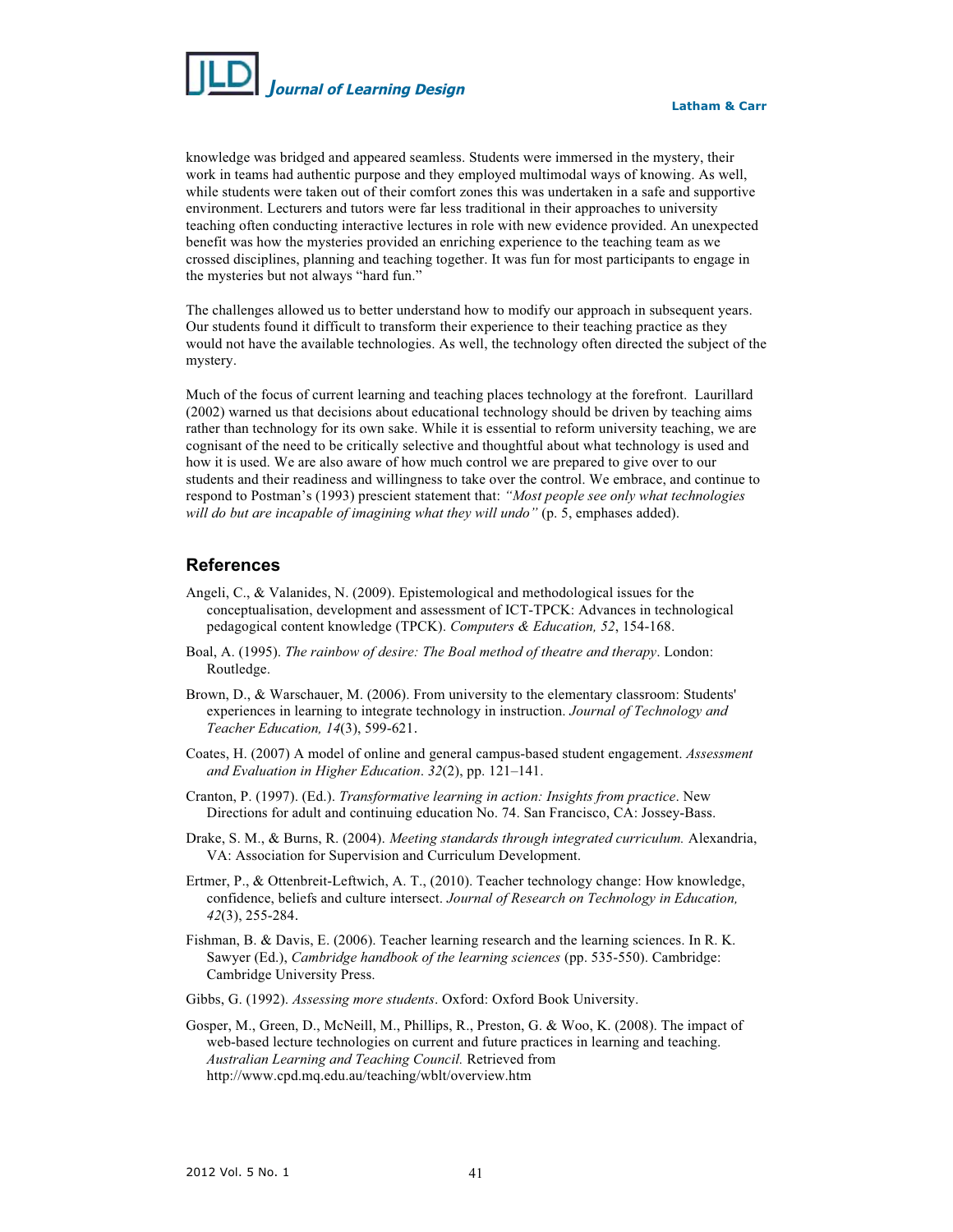knowledge was bridged and appeared seamless. Students were immersed in the mystery, their work in teams had authentic purpose and they employed multimodal ways of knowing. As well, while students were taken out of their comfort zones this was undertaken in a safe and supportive environment. Lecturers and tutors were far less traditional in their approaches to university teaching often conducting interactive lectures in role with new evidence provided. An unexpected benefit was how the mysteries provided an enriching experience to the teaching team as we crossed disciplines, planning and teaching together. It was fun for most participants to engage in the mysteries but not always "hard fun."

The challenges allowed us to better understand how to modify our approach in subsequent years. Our students found it difficult to transform their experience to their teaching practice as they would not have the available technologies. As well, the technology often directed the subject of the mystery.

Much of the focus of current learning and teaching places technology at the forefront. Laurillard (2002) warned us that decisions about educational technology should be driven by teaching aims rather than technology for its own sake. While it is essential to reform university teaching, we are cognisant of the need to be critically selective and thoughtful about what technology is used and how it is used. We are also aware of how much control we are prepared to give over to our students and their readiness and willingness to take over the control. We embrace, and continue to respond to Postman's (1993) prescient statement that: *"Most people see only what technologies will do but are incapable of imagining what they will undo"* (p. 5, emphases added).

## References

Angeli, C., & Valanides, N. (2009). Epistemological and methodological issues for the conceptualisation, development and assessment of ICT-TPCK: Advances in technological pedagogical content knowledge (TPCK). *Computers & Education, 52*, 154-168.

Boal, A. (1995). *The rainbow of desire: The Boal method of theatre and therapy*. London: Routledge.

Brown, D., & Warschauer, M. (2006). From university to the elementary classroom: Students' experiences in learning to integrate technology in instruction. *Journal of Technology and Teacher Education, 14*(3), 599-621.

Coates, H. (2007) A model of online and general campus-based student engagement. *Assessment and Evaluation in Higher Education*. *32*(2), pp. 121–141.

Cranton, P. (1997). (Ed.). *Transformative learning in action: Insights from practice*. New Directions for adult and continuing education No. 74. San Francisco, CA: Jossey-Bass.

Drake, S. M., & Burns, R. (2004). *Meeting standards through integrated curriculum.* Alexandria, VA: Association for Supervision and Curriculum Development.

Ertmer, P., & Ottenbreit-Leftwich, A. T., (2010). Teacher technology change: How knowledge, confidence, beliefs and culture intersect. *Journal of Research on Technology in Education, 42*(3), 255-284.

Fishman, B. & Davis, E. (2006). Teacher learning research and the learning sciences. In R. K. Sawyer (Ed.), *Cambridge handbook of the learning sciences* (pp. 535-550). Cambridge: Cambridge University Press.

Gibbs, G. (1992). *Assessing more students*. Oxford: Oxford Book University.

Gosper, M., Green, D., McNeill, M., Phillips, R., Preston, G. & Woo, K. (2008). The impact of web-based lecture technologies on current and future practices in learning and teaching. *Australian Learning and Teaching Council.* Retrieved from http://www.cpd.mq.edu.au/teaching/wblt/overview.htm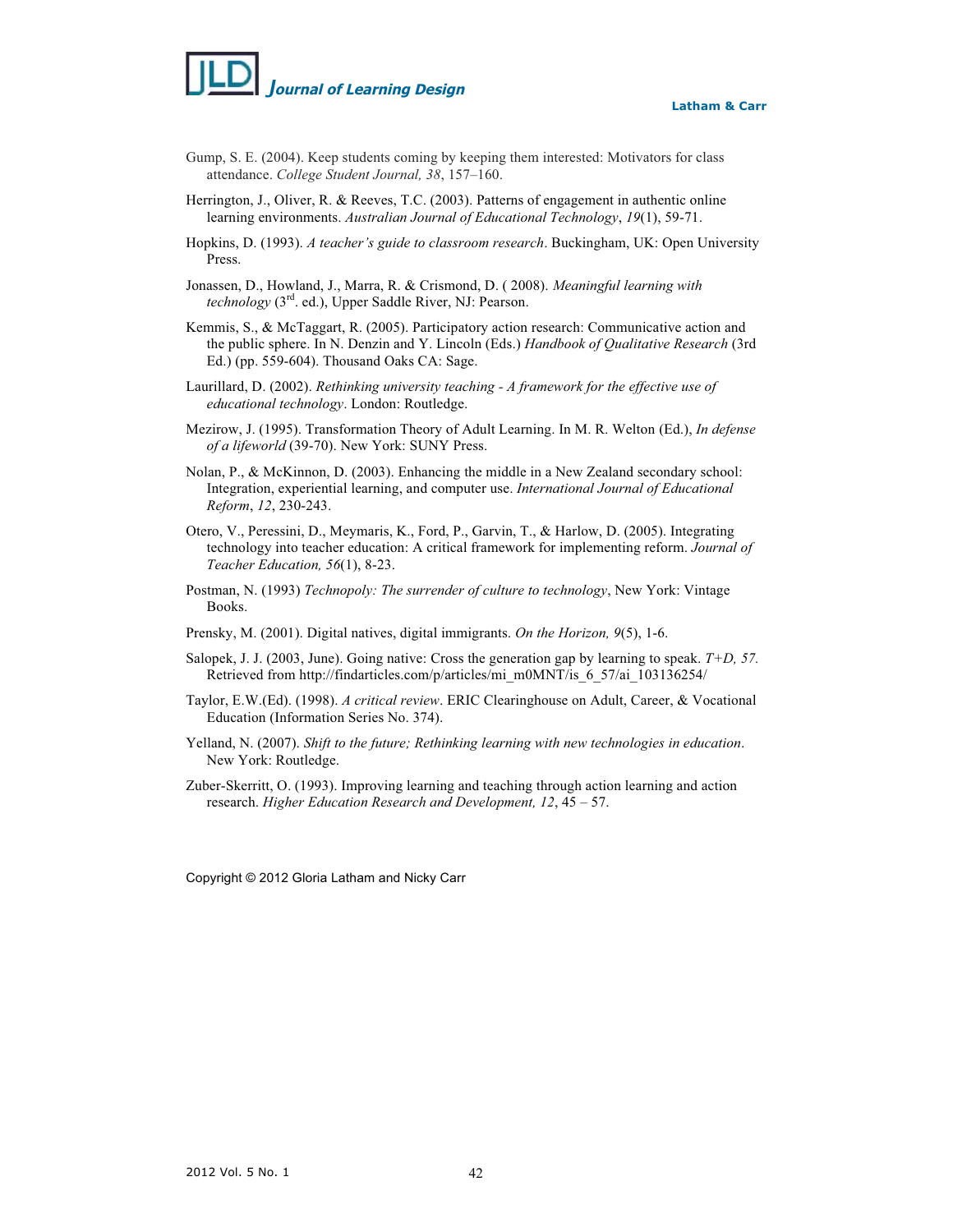Gump, S. E. (2004). Keep students coming by keeping them interested: Motivators for class attendance. *College Student Journal, 38*, 157–160.

Herrington, J., Oliver, R. & Reeves, T.C. (2003). Patterns of engagement in authentic online learning environments. *Australian Journal of Educational Technology*, *19*(1), 59-71.

Hopkins, D. (1993). *A teacher's guide to classroom research*. Buckingham, UK: Open University Press.

Jonassen, D., Howland, J., Marra, R. & Crismond, D. ( 2008). *Meaningful learning with technology* (3rd. ed.), Upper Saddle River, NJ: Pearson.

Kemmis, S., & McTaggart, R. (2005). Participatory action research: Communicative action and the public sphere. In N. Denzin and Y. Lincoln (Eds.) *Handbook of Qualitative Research* (3rd Ed.) (pp. 559-604). Thousand Oaks CA: Sage.

Laurillard, D. (2002). *Rethinking university teaching - A framework for the effective use of educational technology*. London: Routledge.

Mezirow, J. (1995). Transformation Theory of Adult Learning. In M. R. Welton (Ed.), *In defense of a lifeworld* (39-70). New York: SUNY Press.

Nolan, P., & McKinnon, D. (2003). Enhancing the middle in a New Zealand secondary school: Integration, experiential learning, and computer use. *International Journal of Educational Reform*, *12*, 230-243.

Otero, V., Peressini, D., Meymaris, K., Ford, P., Garvin, T., & Harlow, D. (2005). Integrating technology into teacher education: A critical framework for implementing reform. *Journal of Teacher Education, 56*(1), 8-23.

Postman, N. (1993) *Technopoly: The surrender of culture to technology*, New York: Vintage Books.

Prensky, M. (2001). Digital natives, digital immigrants. *On the Horizon, 9*(5), 1-6.

Salopek, J. J. (2003, June). Going native: Cross the generation gap by learning to speak. *T+D, 57.* Retrieved from http://findarticles.com/p/articles/mi_m0MNT/is_6_57/ai_103136254/

Taylor, E.W.(Ed). (1998). *A critical review*. ERIC Clearinghouse on Adult, Career, & Vocational Education (Information Series No. 374).

Yelland, N. (2007). *Shift to the future; Rethinking learning with new technologies in education*. New York: Routledge.

Zuber-Skerritt, O. (1993). Improving learning and teaching through action learning and action research. *Higher Education Research and Development, 12*, 45 – 57.

Copyright © 2012 Gloria Latham and Nicky Carr